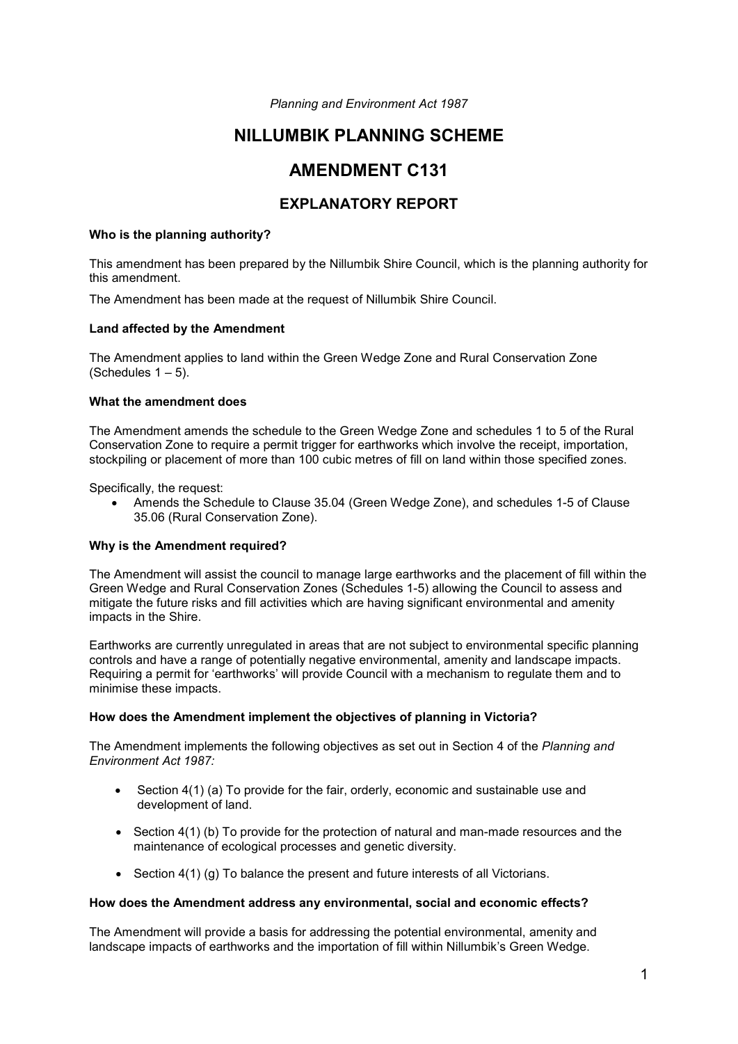*Planning and Environment Act 1987*

# NILLUMBIK PLANNING SCHEME

# AMENDMENT C131

## EXPLANATORY REPORT

**Who is the planning authority?**

This amendment has been prepared by the Nillumbik Shire Council, which is the planning authority for this amendment.

The Amendment has been made at the request of Nillumbik Shire Council.

**Land affected by the Amendment**

The Amendment applies to land within the Green Wedge Zone and Rural Conservation Zone (Schedules 1 – 5).

**What the amendment does**

The Amendment amends the schedule to the Green Wedge Zone and schedules 1 to 5 of the Rural Conservation Zone to require a permit trigger for earthworks which involve the receipt, importation, stockpiling or placement of more than 100 cubic metres of fill on land within those specified zones.

Specifically, the request:

- Amends the Schedule to Clause 35.04 (Green Wedge Zone), and schedules 1-5 of Clause 35.06 (Rural Conservation Zone).

**Why is the Amendment required?**

The Amendment will assist the council to manage large earthworks and the placement of fill within the Green Wedge and Rural Conservation Zones (Schedules 1-5) allowing the Council to assess and mitigate the future risks and fill activities which are having significant environmental and amenity impacts in the Shire.

Earthworks are currently unregulated in areas that are not subject to environmental specific planning controls and have a range of potentially negative environmental, amenity and landscape impacts. Requiring a permit for 'earthworks' will provide Council with a mechanism to regulate them and to minimise these impacts.

**How does the Amendment implement the objectives of planning in Victoria?**

The Amendment implements the following objectives as set out in Section 4 of the *Planning and Environment Act 1987:*

- Section 4(1) (a) To provide for the fair, orderly, economic and sustainable use and development of land.
- Section 4(1) (b) To provide for the protection of natural and man-made resources and the maintenance of ecological processes and genetic diversity.
- Section 4(1) (g) To balance the present and future interests of all Victorians.

**How does the Amendment address any environmental, social and economic effects?**

The Amendment will provide a basis for addressing the potential environmental, amenity and landscape impacts of earthworks and the importation of fill within Nillumbik's Green Wedge.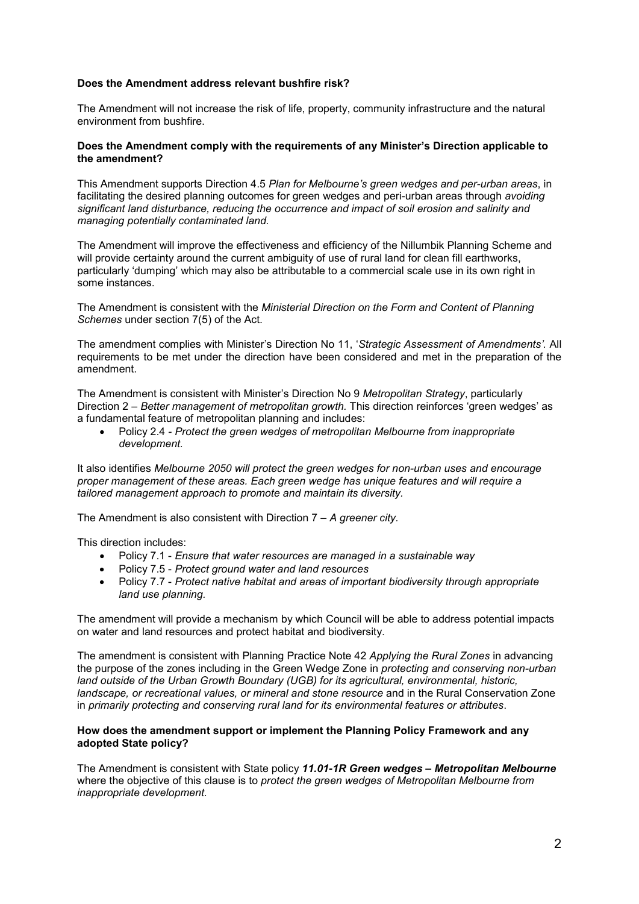**Does the Amendment address relevant bushfire risk?**

The Amendment will not increase the risk of life, property, community infrastructure and the natural environment from bushfire.

**Does the Amendment comply with the requirements of any Minister's Direction applicable to the amendment?**

This Amendment supports Direction 4.5 *Plan for Melbourne's green wedges and per-urban areas*, in facilitating the desired planning outcomes for green wedges and peri-urban areas through *avoiding significant land disturbance, reducing the occurrence and impact of soil erosion and salinity and managing potentially contaminated land.*

The Amendment will improve the effectiveness and efficiency of the Nillumbik Planning Scheme and will provide certainty around the current ambiguity of use of rural land for clean fill earthworks, particularly 'dumping' which may also be attributable to a commercial scale use in its own right in some instances.

The Amendment is consistent with the *Ministerial Direction on the Form and Content of Planning Schemes* under section 7(5) of the Act.

The amendment complies with Minister's Direction No 11, '*Strategic Assessment of Amendments'.* All requirements to be met under the direction have been considered and met in the preparation of the amendment.

The Amendment is consistent with Minister's Direction No 9 *Metropolitan Strategy*, particularly Direction 2 – *Better management of metropolitan growth.* This direction reinforces 'green wedges' as a fundamental feature of metropolitan planning and includes:

- Policy 2.4 - *Protect the green wedges of metropolitan Melbourne from inappropriate development.*

It also identifies *Melbourne 2050 will protect the green wedges for non-urban uses and encourage proper management of these areas. Each green wedge has unique features and will require a tailored management approach to promote and maintain its diversity.*

The Amendment is also consistent with Direction 7 – *A greener city.*

This direction includes:

- Policy 7.1 - *Ensure that water resources are managed in a sustainable way*
- Policy 7.5 - *Protect ground water and land resources*
- Policy 7.7 - *Protect native habitat and areas of important biodiversity through appropriate land use planning.*

The amendment will provide a mechanism by which Council will be able to address potential impacts on water and land resources and protect habitat and biodiversity.

The amendment is consistent with Planning Practice Note 42 *Applying the Rural Zones* in advancing the purpose of the zones including in the Green Wedge Zone in *protecting and conserving non-urban land outside of the Urban Growth Boundary (UGB) for its agricultural, environmental, historic, landscape, or recreational values, or mineral and stone resource* and in the Rural Conservation Zone in *primarily protecting and conserving rural land for its environmental features or attributes*.

**How does the amendment support or implement the Planning Policy Framework and any adopted State policy?**

The Amendment is consistent with State policy ***11.01-1R Green wedges – Metropolitan Melbourne*** where the objective of this clause is to *protect the green wedges of Metropolitan Melbourne from inappropriate development.*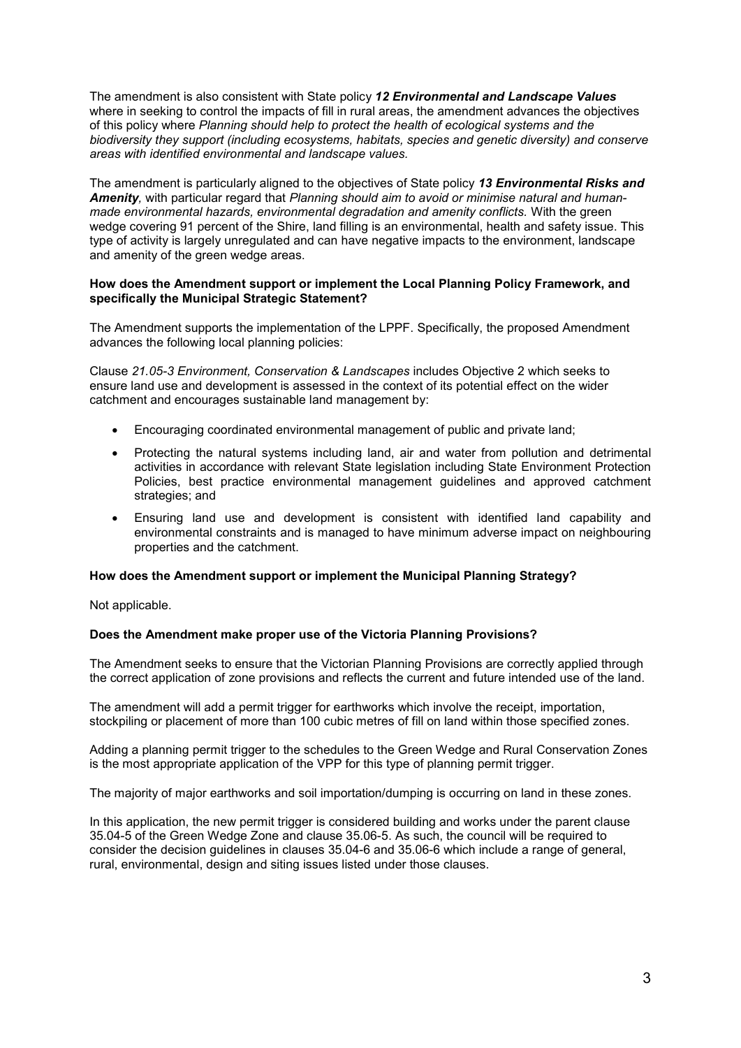The amendment is also consistent with State policy ***12 Environmental and Landscape Values*** where in seeking to control the impacts of fill in rural areas, the amendment advances the objectives of this policy where *Planning should help to protect the health of ecological systems and the biodiversity they support (including ecosystems, habitats, species and genetic diversity) and conserve areas with identified environmental and landscape values.*

The amendment is particularly aligned to the objectives of State policy ***13 Environmental Risks and Amenity,*** with particular regard that *Planning should aim to avoid or minimise natural and human-made environmental hazards, environmental degradation and amenity conflicts.* With the green wedge covering 91 percent of the Shire, land filling is an environmental, health and safety issue. This type of activity is largely unregulated and can have negative impacts to the environment, landscape and amenity of the green wedge areas.

**How does the Amendment support or implement the Local Planning Policy Framework, and specifically the Municipal Strategic Statement?**

The Amendment supports the implementation of the LPPF. Specifically, the proposed Amendment advances the following local planning policies:

Clause *21.05-3 Environment, Conservation & Landscapes* includes Objective 2 which seeks to ensure land use and development is assessed in the context of its potential effect on the wider catchment and encourages sustainable land management by:

- Encouraging coordinated environmental management of public and private land;
- Protecting the natural systems including land, air and water from pollution and detrimental activities in accordance with relevant State legislation including State Environment Protection Policies, best practice environmental management guidelines and approved catchment strategies; and
- Ensuring land use and development is consistent with identified land capability and environmental constraints and is managed to have minimum adverse impact on neighbouring properties and the catchment.

**How does the Amendment support or implement the Municipal Planning Strategy?**

Not applicable.

**Does the Amendment make proper use of the Victoria Planning Provisions?**

The Amendment seeks to ensure that the Victorian Planning Provisions are correctly applied through the correct application of zone provisions and reflects the current and future intended use of the land.

The amendment will add a permit trigger for earthworks which involve the receipt, importation, stockpiling or placement of more than 100 cubic metres of fill on land within those specified zones.

Adding a planning permit trigger to the schedules to the Green Wedge and Rural Conservation Zones is the most appropriate application of the VPP for this type of planning permit trigger.

The majority of major earthworks and soil importation/dumping is occurring on land in these zones.

In this application, the new permit trigger is considered building and works under the parent clause 35.04-5 of the Green Wedge Zone and clause 35.06-5. As such, the council will be required to consider the decision guidelines in clauses 35.04-6 and 35.06-6 which include a range of general, rural, environmental, design and siting issues listed under those clauses.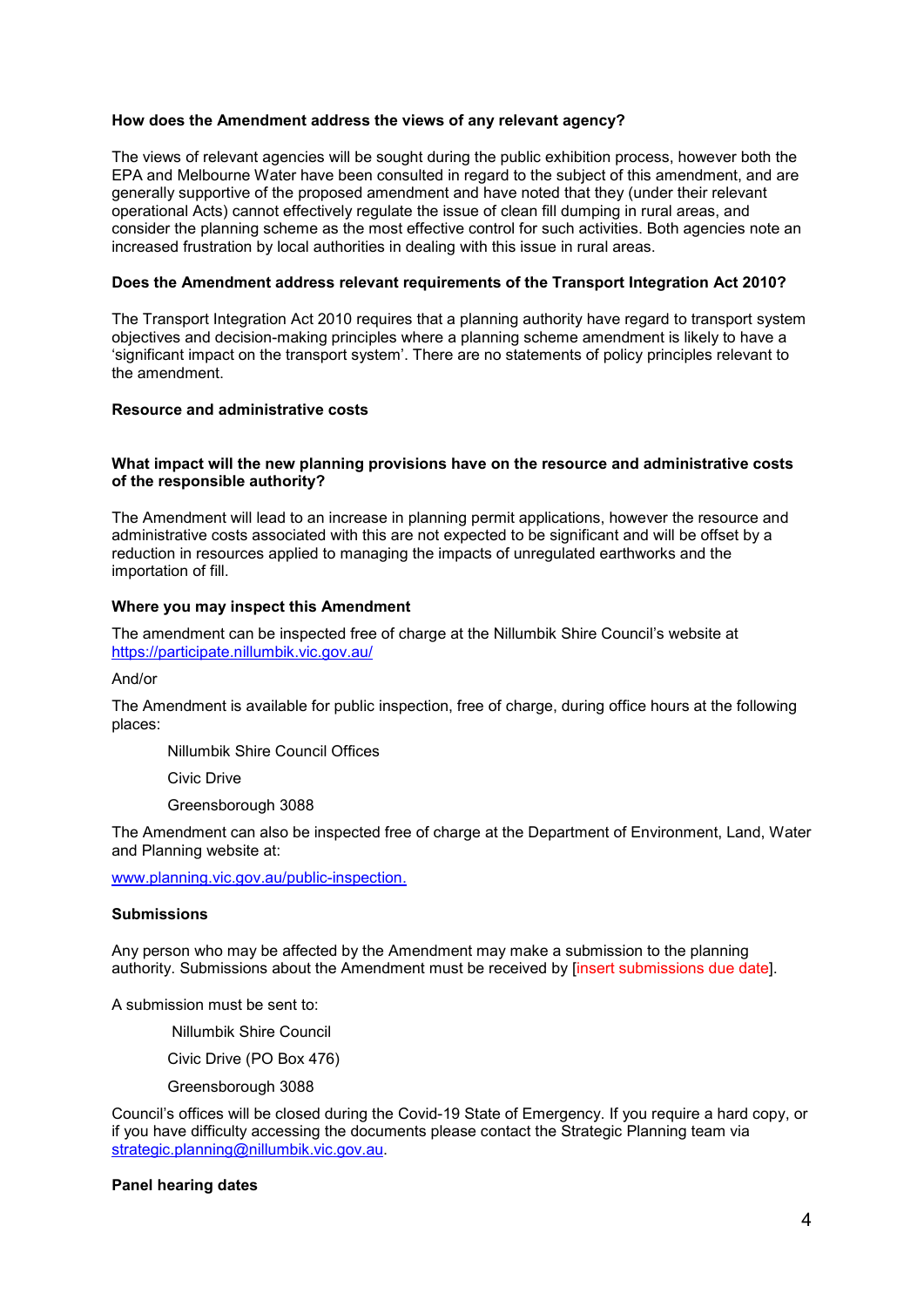**How does the Amendment address the views of any relevant agency?**

The views of relevant agencies will be sought during the public exhibition process, however both the EPA and Melbourne Water have been consulted in regard to the subject of this amendment, and are generally supportive of the proposed amendment and have noted that they (under their relevant operational Acts) cannot effectively regulate the issue of clean fill dumping in rural areas, and consider the planning scheme as the most effective control for such activities. Both agencies note an increased frustration by local authorities in dealing with this issue in rural areas.

**Does the Amendment address relevant requirements of the Transport Integration Act 2010?**

The Transport Integration Act 2010 requires that a planning authority have regard to transport system objectives and decision-making principles where a planning scheme amendment is likely to have a 'significant impact on the transport system'. There are no statements of policy principles relevant to the amendment.

**Resource and administrative costs**

**What impact will the new planning provisions have on the resource and administrative costs of the responsible authority?**

The Amendment will lead to an increase in planning permit applications, however the resource and administrative costs associated with this are not expected to be significant and will be offset by a reduction in resources applied to managing the impacts of unregulated earthworks and the importation of fill.

**Where you may inspect this Amendment**

The amendment can be inspected free of charge at the Nillumbik Shire Council's website at https://participate.nillumbik.vic.gov.au/

And/or

The Amendment is available for public inspection, free of charge, during office hours at the following places:

Nillumbik Shire Council Offices

Civic Drive

Greensborough 3088

The Amendment can also be inspected free of charge at the Department of Environment, Land, Water and Planning website at:

www.planning.vic.gov.au/public-inspection.

**Submissions**

Any person who may be affected by the Amendment may make a submission to the planning authority. Submissions about the Amendment must be received by [insert submissions due date].

A submission must be sent to:

Nillumbik Shire Council

Civic Drive (PO Box 476)

Greensborough 3088

Council's offices will be closed during the Covid-19 State of Emergency. If you require a hard copy, or if you have difficulty accessing the documents please contact the Strategic Planning team via strategic.planning@nillumbik.vic.gov.au.

**Panel hearing dates**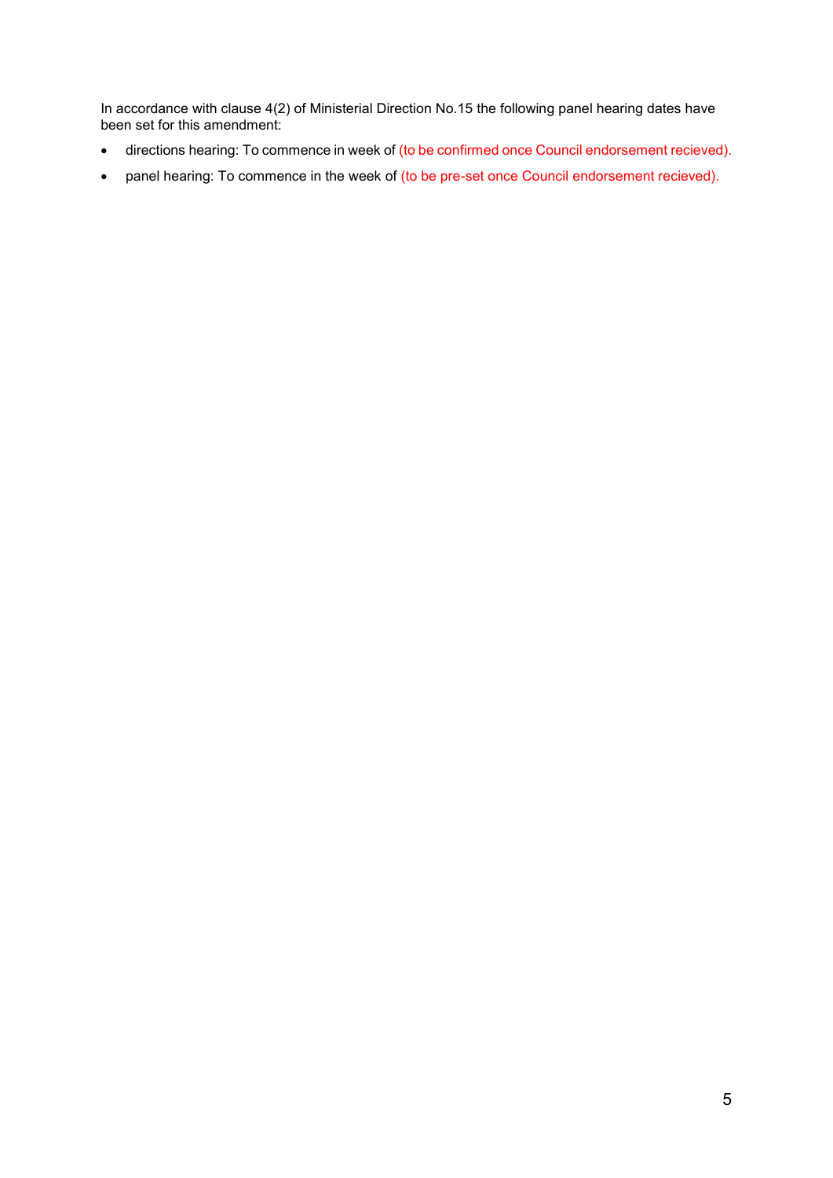In accordance with clause 4(2) of Ministerial Direction No.15 the following panel hearing dates have been set for this amendment:

- directions hearing: To commence in week of (to be confirmed once Council endorsement recieved).
- panel hearing: To commence in the week of (to be pre-set once Council endorsement recieved).